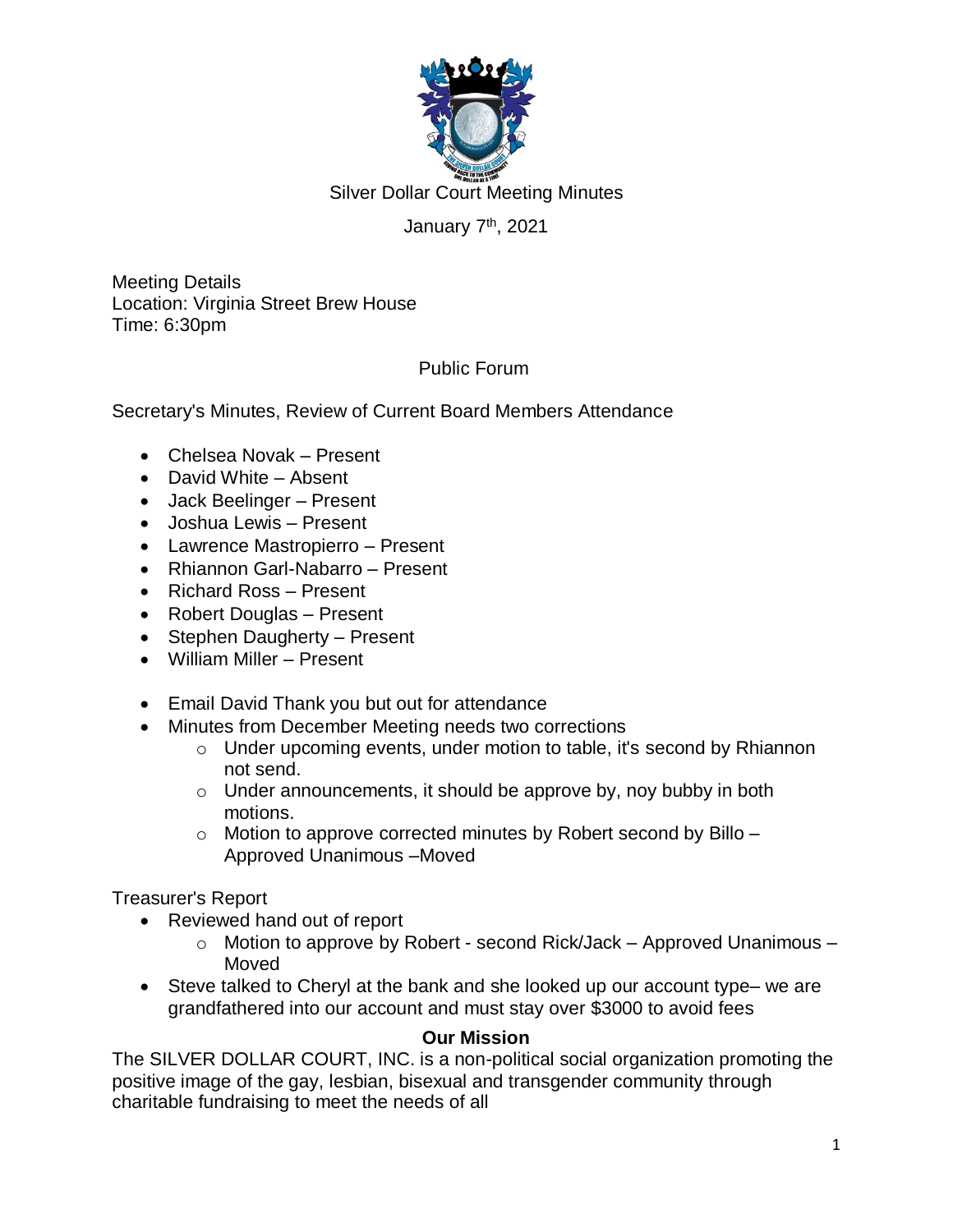# Silver Dollar Court Meeting Minutes

January 7th, 2021

Meeting Details
Location: Virginia Street Brew House
Time: 6:30pm

Public Forum

Secretary's Minutes, Review of Current Board Members Attendance

- Chelsea Novak – Present
- David White – Absent
- Jack Beelinger – Present
- Joshua Lewis – Present
- Lawrence Mastropierro – Present
- Rhiannon Garl-Nabarro – Present
- Richard Ross – Present
- Robert Douglas – Present
- Stephen Daugherty – Present
- William Miller – Present

- Email David Thank you but out for attendance
- Minutes from December Meeting needs two corrections
  - Under upcoming events, under motion to table, it's second by Rhiannon not send.
  - Under announcements, it should be approve by, noy bubby in both motions.
  - Motion to approve corrected minutes by Robert second by Billo – Approved Unanimous –Moved

Treasurer's Report

- Reviewed hand out of report
  - Motion to approve by Robert - second Rick/Jack – Approved Unanimous – Moved
- Steve talked to Cheryl at the bank and she looked up our account type– we are grandfathered into our account and must stay over $3000 to avoid fees

**Our Mission**

The SILVER DOLLAR COURT, INC. is a non-political social organization promoting the positive image of the gay, lesbian, bisexual and transgender community through charitable fundraising to meet the needs of all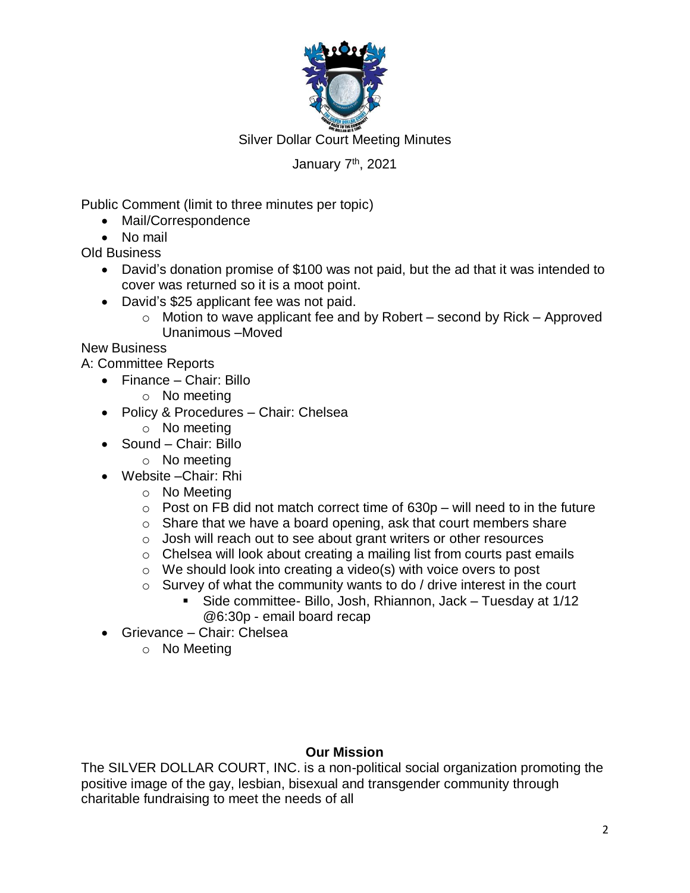Silver Dollar Court Meeting Minutes

January 7th, 2021

Public Comment (limit to three minutes per topic)

- Mail/Correspondence
- No mail

Old Business

- David's donation promise of $100 was not paid, but the ad that it was intended to cover was returned so it is a moot point.
- David's $25 applicant fee was not paid.
  - Motion to wave applicant fee and by Robert – second by Rick – Approved Unanimous –Moved

New Business

A: Committee Reports

- Finance – Chair: Billo
  - No meeting
- Policy & Procedures – Chair: Chelsea
  - No meeting
- Sound – Chair: Billo
  - No meeting
- Website –Chair: Rhi
  - No Meeting
  - Post on FB did not match correct time of 630p – will need to in the future
  - Share that we have a board opening, ask that court members share
  - Josh will reach out to see about grant writers or other resources
  - Chelsea will look about creating a mailing list from courts past emails
  - We should look into creating a video(s) with voice overs to post
  - Survey of what the community wants to do / drive interest in the court
    - Side committee- Billo, Josh, Rhiannon, Jack – Tuesday at 1/12 @6:30p - email board recap
- Grievance – Chair: Chelsea
  - No Meeting

**Our Mission**

The SILVER DOLLAR COURT, INC. is a non-political social organization promoting the positive image of the gay, lesbian, bisexual and transgender community through charitable fundraising to meet the needs of all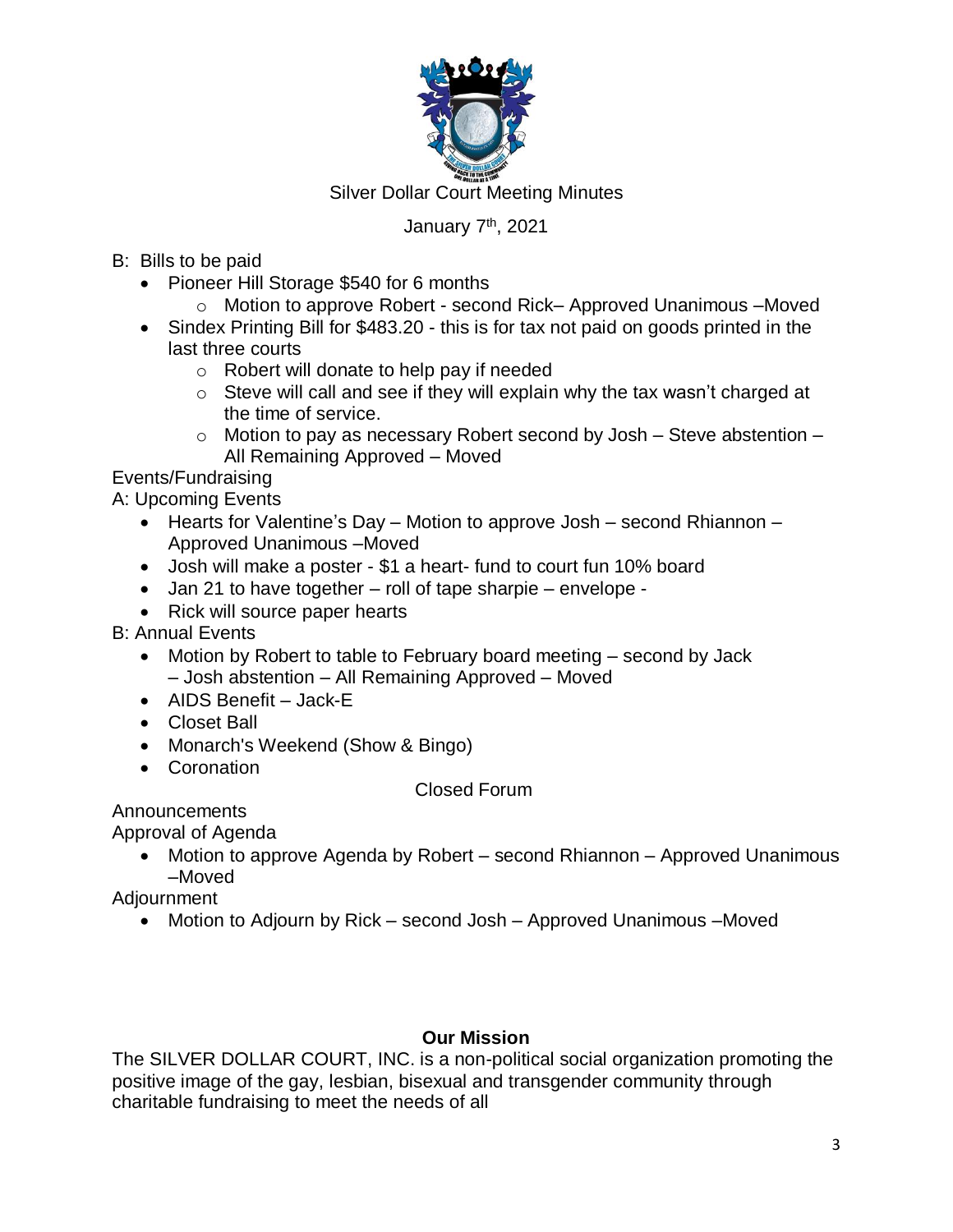Silver Dollar Court Meeting Minutes

January 7th, 2021

B: Bills to be paid

- Pioneer Hill Storage $540 for 6 months
  - Motion to approve Robert - second Rick– Approved Unanimous –Moved
- Sindex Printing Bill for $483.20 - this is for tax not paid on goods printed in the last three courts
  - Robert will donate to help pay if needed
  - Steve will call and see if they will explain why the tax wasn't charged at the time of service.
  - Motion to pay as necessary Robert second by Josh – Steve abstention – All Remaining Approved – Moved

Events/Fundraising

A: Upcoming Events

- Hearts for Valentine's Day – Motion to approve Josh – second Rhiannon – Approved Unanimous –Moved
- Josh will make a poster - $1 a heart- fund to court fun 10% board
- Jan 21 to have together – roll of tape sharpie – envelope -
- Rick will source paper hearts

B: Annual Events

- Motion by Robert to table to February board meeting – second by Jack – Josh abstention – All Remaining Approved – Moved
- AIDS Benefit – Jack-E
- Closet Ball
- Monarch's Weekend (Show & Bingo)
- Coronation

Closed Forum

Announcements

Approval of Agenda

- Motion to approve Agenda by Robert – second Rhiannon – Approved Unanimous –Moved

Adjournment

- Motion to Adjourn by Rick – second Josh – Approved Unanimous –Moved

**Our Mission**

The SILVER DOLLAR COURT, INC. is a non-political social organization promoting the positive image of the gay, lesbian, bisexual and transgender community through charitable fundraising to meet the needs of all